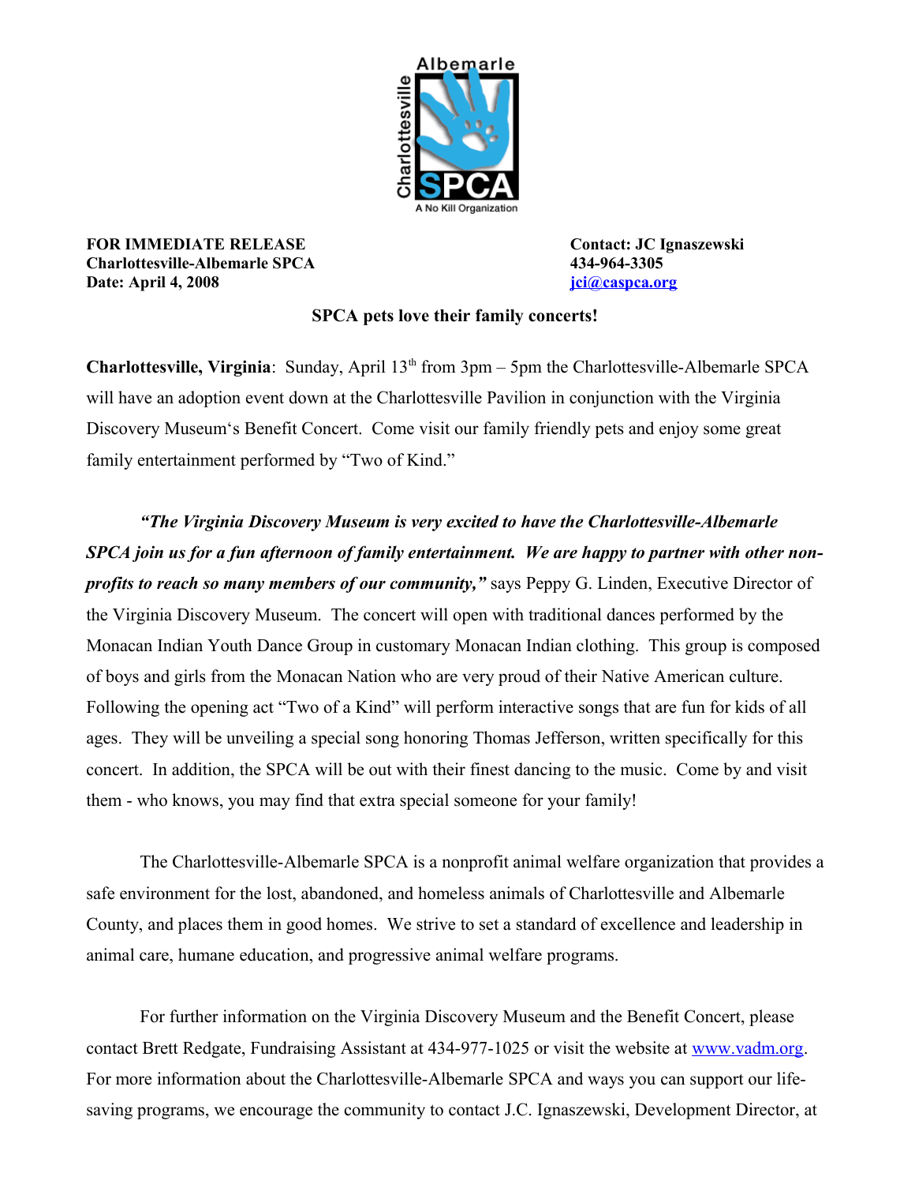FOR IMMEDIATE RELEASE
Charlottesville-Albemarle SPCA
Date: April 4, 2008

Contact: JC Ignaszewski
434-964-3305
jci@caspca.org

**SPCA pets love their family concerts!**

**Charlottesville, Virginia**: Sunday, April 13th from 3pm – 5pm the Charlottesville-Albemarle SPCA will have an adoption event down at the Charlottesville Pavilion in conjunction with the Virginia Discovery Museum's Benefit Concert. Come visit our family friendly pets and enjoy some great family entertainment performed by "Two of Kind."

***"The Virginia Discovery Museum is very excited to have the Charlottesville-Albemarle SPCA join us for a fun afternoon of family entertainment. We are happy to partner with other non-profits to reach so many members of our community,"*** says Peppy G. Linden, Executive Director of the Virginia Discovery Museum. The concert will open with traditional dances performed by the Monacan Indian Youth Dance Group in customary Monacan Indian clothing. This group is composed of boys and girls from the Monacan Nation who are very proud of their Native American culture. Following the opening act "Two of a Kind" will perform interactive songs that are fun for kids of all ages. They will be unveiling a special song honoring Thomas Jefferson, written specifically for this concert. In addition, the SPCA will be out with their finest dancing to the music. Come by and visit them - who knows, you may find that extra special someone for your family!

The Charlottesville-Albemarle SPCA is a nonprofit animal welfare organization that provides a safe environment for the lost, abandoned, and homeless animals of Charlottesville and Albemarle County, and places them in good homes. We strive to set a standard of excellence and leadership in animal care, humane education, and progressive animal welfare programs.

For further information on the Virginia Discovery Museum and the Benefit Concert, please contact Brett Redgate, Fundraising Assistant at 434-977-1025 or visit the website at www.vadm.org. For more information about the Charlottesville-Albemarle SPCA and ways you can support our life-saving programs, we encourage the community to contact J.C. Ignaszewski, Development Director, at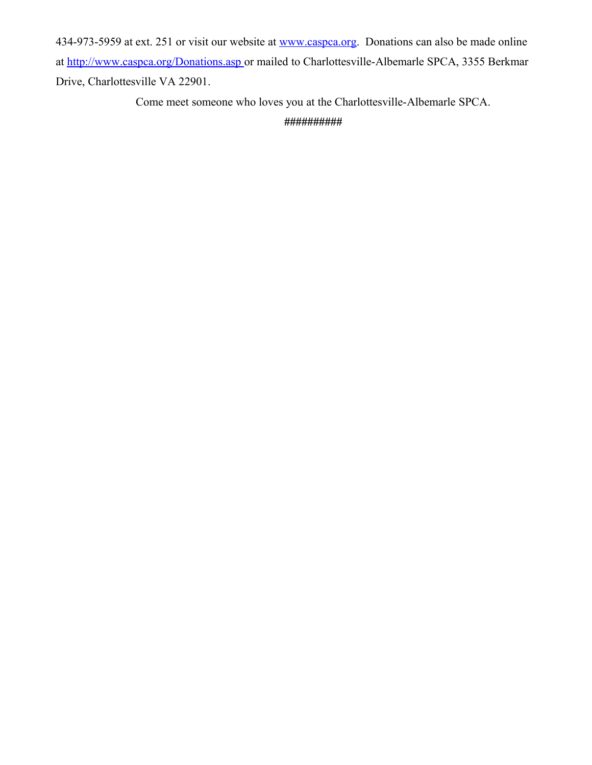434-973-5959 at ext. 251 or visit our website at [www.caspca.org](http://www.caspca.org). Donations can also be made online at [http://www.caspca.org/Donations.asp](http://www.caspca.org/Donations.asp) or mailed to Charlottesville-Albemarle SPCA, 3355 Berkmar Drive, Charlottesville VA 22901.

Come meet someone who loves you at the Charlottesville-Albemarle SPCA.

##########